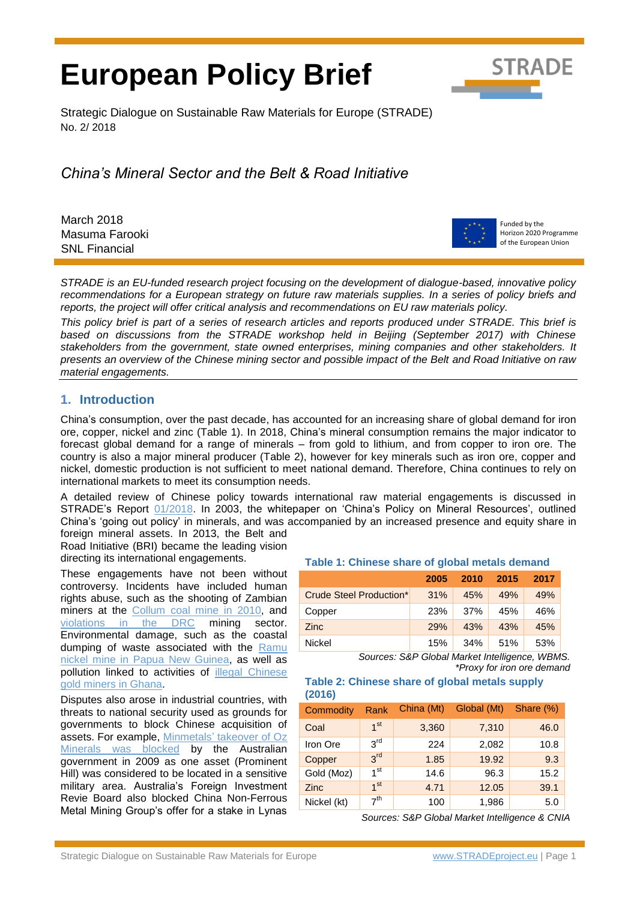# European Policy Brief

Strategic Dialogue on Sustainable Raw Materials for Europe (STRADE)
No. 2/ 2018

## *China's Mineral Sector and the Belt & Road Initiative*

March 2018
Masuma Farooki
SNL Financial

Funded by the Horizon 2020 Programme of the European Union

*STRADE is an EU-funded research project focusing on the development of dialogue-based, innovative policy recommendations for a European strategy on future raw materials supplies. In a series of policy briefs and reports, the project will offer critical analysis and recommendations on EU raw materials policy.*

*This policy brief is part of a series of research articles and reports produced under STRADE. This brief is based on discussions from the STRADE workshop held in Beijing (September 2017) with Chinese stakeholders from the government, state owned enterprises, mining companies and other stakeholders. It presents an overview of the Chinese mining sector and possible impact of the Belt and Road Initiative on raw material engagements.*

## 1. Introduction

China's consumption, over the past decade, has accounted for an increasing share of global demand for iron ore, copper, nickel and zinc (Table 1). In 2018, China's mineral consumption remains the major indicator to forecast global demand for a range of minerals – from gold to lithium, and from copper to iron ore. The country is also a major mineral producer (Table 2), however for key minerals such as iron ore, copper and nickel, domestic production is not sufficient to meet national demand. Therefore, China continues to rely on international markets to meet its consumption needs.

A detailed review of Chinese policy towards international raw material engagements is discussed in STRADE's Report 01/2018. In 2003, the whitepaper on 'China's Policy on Mineral Resources', outlined China's 'going out policy' in minerals, and was accompanied by an increased presence and equity share in foreign mineral assets. In 2013, the Belt and Road Initiative (BRI) became the leading vision directing its international engagements.

These engagements have not been without controversy. Incidents have included human rights abuse, such as the shooting of Zambian miners at the Collum coal mine in 2010, and violations in the DRC mining sector. Environmental damage, such as the coastal dumping of waste associated with the Ramu nickel mine in Papua New Guinea, as well as pollution linked to activities of illegal Chinese gold miners in Ghana.

Disputes also arose in industrial countries, with threats to national security used as grounds for governments to block Chinese acquisition of assets. For example, Minmetals' takeover of Oz Minerals was blocked by the Australian government in 2009 as one asset (Prominent Hill) was considered to be located in a sensitive military area. Australia's Foreign Investment Revie Board also blocked China Non-Ferrous Metal Mining Group's offer for a stake in Lynas

**Table 1: Chinese share of global metals demand**

| | 2005 | 2010 | 2015 | 2017 |
|---|---|---|---|---|
| Crude Steel Production* | 31% | 45% | 49% | 49% |
| Copper | 23% | 37% | 45% | 46% |
| Zinc | 29% | 43% | 43% | 45% |
| Nickel | 15% | 34% | 51% | 53% |

*Sources: S&P Global Market Intelligence, WBMS. \*Proxy for iron ore demand*

**Table 2: Chinese share of global metals supply (2016)**

| Commodity | Rank | China (Mt) | Global (Mt) | Share (%) |
|---|---|---|---|---|
| Coal | 1st | 3,360 | 7,310 | 46.0 |
| Iron Ore | 3rd | 224 | 2,082 | 10.8 |
| Copper | 3rd | 1.85 | 19.92 | 9.3 |
| Gold (Moz) | 1st | 14.6 | 96.3 | 15.2 |
| Zinc | 1st | 4.71 | 12.05 | 39.1 |
| Nickel (kt) | 7th | 100 | 1,986 | 5.0 |

*Sources: S&P Global Market Intelligence & CNIA*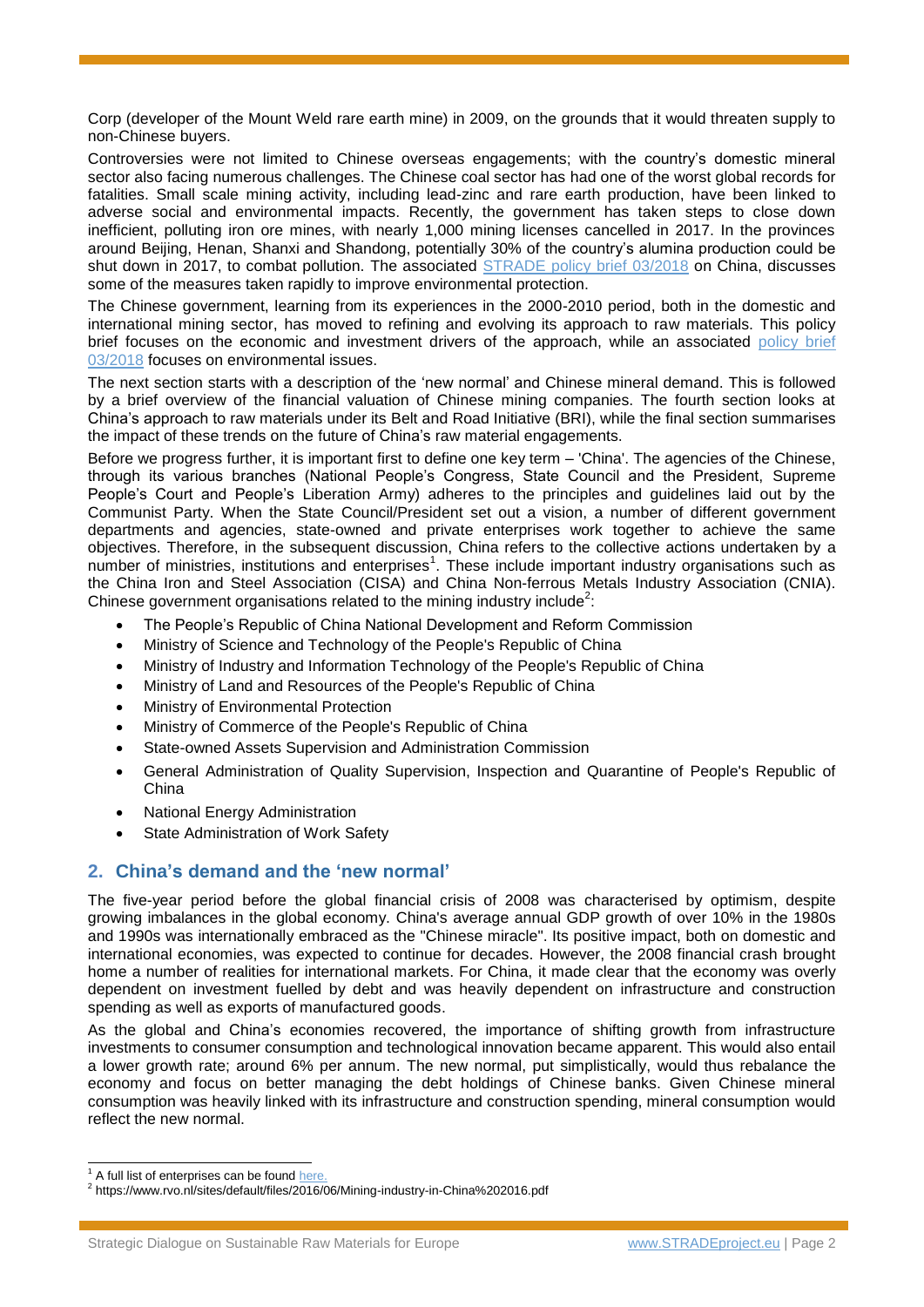Corp (developer of the Mount Weld rare earth mine) in 2009, on the grounds that it would threaten supply to non-Chinese buyers.

Controversies were not limited to Chinese overseas engagements; with the country's domestic mineral sector also facing numerous challenges. The Chinese coal sector has had one of the worst global records for fatalities. Small scale mining activity, including lead-zinc and rare earth production, have been linked to adverse social and environmental impacts. Recently, the government has taken steps to close down inefficient, polluting iron ore mines, with nearly 1,000 mining licenses cancelled in 2017. In the provinces around Beijing, Henan, Shanxi and Shandong, potentially 30% of the country's alumina production could be shut down in 2017, to combat pollution. The associated STRADE policy brief 03/2018 on China, discusses some of the measures taken rapidly to improve environmental protection.

The Chinese government, learning from its experiences in the 2000-2010 period, both in the domestic and international mining sector, has moved to refining and evolving its approach to raw materials. This policy brief focuses on the economic and investment drivers of the approach, while an associated policy brief 03/2018 focuses on environmental issues.

The next section starts with a description of the 'new normal' and Chinese mineral demand. This is followed by a brief overview of the financial valuation of Chinese mining companies. The fourth section looks at China's approach to raw materials under its Belt and Road Initiative (BRI), while the final section summarises the impact of these trends on the future of China's raw material engagements.

Before we progress further, it is important first to define one key term – 'China'. The agencies of the Chinese, through its various branches (National People's Congress, State Council and the President, Supreme People's Court and People's Liberation Army) adheres to the principles and guidelines laid out by the Communist Party. When the State Council/President set out a vision, a number of different government departments and agencies, state-owned and private enterprises work together to achieve the same objectives. Therefore, in the subsequent discussion, China refers to the collective actions undertaken by a number of ministries, institutions and enterprises[1]. These include important industry organisations such as the China Iron and Steel Association (CISA) and China Non-ferrous Metals Industry Association (CNIA). Chinese government organisations related to the mining industry include[2]:

- The People's Republic of China National Development and Reform Commission
- Ministry of Science and Technology of the People's Republic of China
- Ministry of Industry and Information Technology of the People's Republic of China
- Ministry of Land and Resources of the People's Republic of China
- Ministry of Environmental Protection
- Ministry of Commerce of the People's Republic of China
- State-owned Assets Supervision and Administration Commission
- General Administration of Quality Supervision, Inspection and Quarantine of People's Republic of China
- National Energy Administration
- State Administration of Work Safety

## 2. China's demand and the 'new normal'

The five-year period before the global financial crisis of 2008 was characterised by optimism, despite growing imbalances in the global economy. China's average annual GDP growth of over 10% in the 1980s and 1990s was internationally embraced as the "Chinese miracle". Its positive impact, both on domestic and international economies, was expected to continue for decades. However, the 2008 financial crash brought home a number of realities for international markets. For China, it made clear that the economy was overly dependent on investment fuelled by debt and was heavily dependent on infrastructure and construction spending as well as exports of manufactured goods.

As the global and China's economies recovered, the importance of shifting growth from infrastructure investments to consumer consumption and technological innovation became apparent. This would also entail a lower growth rate; around 6% per annum. The new normal, put simplistically, would thus rebalance the economy and focus on better managing the debt holdings of Chinese banks. Given Chinese mineral consumption was heavily linked with its infrastructure and construction spending, mineral consumption would reflect the new normal.

---

[1] A full list of enterprises can be found here.

[2] https://www.rvo.nl/sites/default/files/2016/06/Mining-industry-in-China%202016.pdf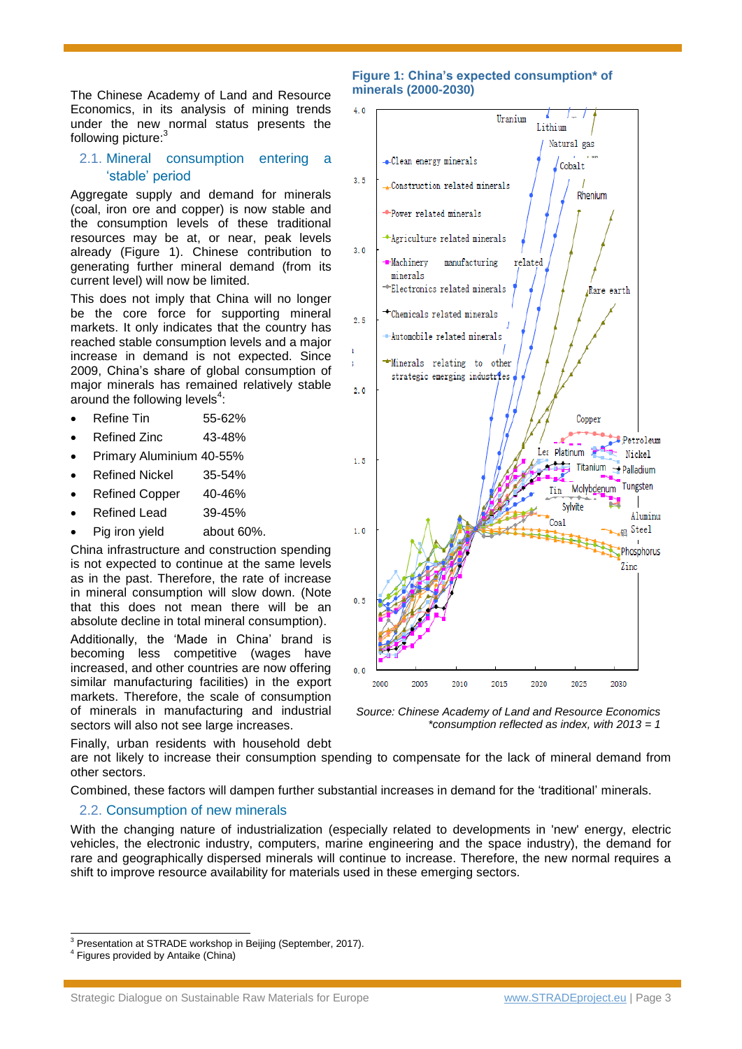The Chinese Academy of Land and Resource Economics, in its analysis of mining trends under the new normal status presents the following picture:[3]

## 2.1. Mineral consumption entering a 'stable' period

Aggregate supply and demand for minerals (coal, iron ore and copper) is now stable and the consumption levels of these traditional resources may be at, or near, peak levels already (Figure 1). Chinese contribution to generating further mineral demand (from its current level) will now be limited.

This does not imply that China will no longer be the core force for supporting mineral markets. It only indicates that the country has reached stable consumption levels and a major increase in demand is not expected. Since 2009, China's share of global consumption of major minerals has remained relatively stable around the following levels[4]:

- Refine Tin 55-62%
- Refined Zinc 43-48%
- Primary Aluminium 40-55%
- Refined Nickel 35-54%
- Refined Copper 40-46%
- Refined Lead 39-45%
- Pig iron yield about 60%.

China infrastructure and construction spending is not expected to continue at the same levels as in the past. Therefore, the rate of increase in mineral consumption will slow down. (Note that this does not mean there will be an absolute decline in total mineral consumption).

Additionally, the 'Made in China' brand is becoming less competitive (wages have increased, and other countries are now offering similar manufacturing facilities) in the export markets. Therefore, the scale of consumption of minerals in manufacturing and industrial sectors will also not see large increases.

Finally, urban residents with household debt are not likely to increase their consumption spending to compensate for the lack of mineral demand from other sectors.

Combined, these factors will dampen further substantial increases in demand for the 'traditional' minerals.

**Figure 1: China's expected consumption* of minerals (2000-2030)**

*Source: Chinese Academy of Land and Resource Economics*
*\*consumption reflected as index, with 2013 = 1*

## 2.2. Consumption of new minerals

With the changing nature of industrialization (especially related to developments in 'new' energy, electric vehicles, the electronic industry, computers, marine engineering and the space industry), the demand for rare and geographically dispersed minerals will continue to increase. Therefore, the new normal requires a shift to improve resource availability for materials used in these emerging sectors.

---

[3] Presentation at STRADE workshop in Beijing (September, 2017).

[4] Figures provided by Antaike (China)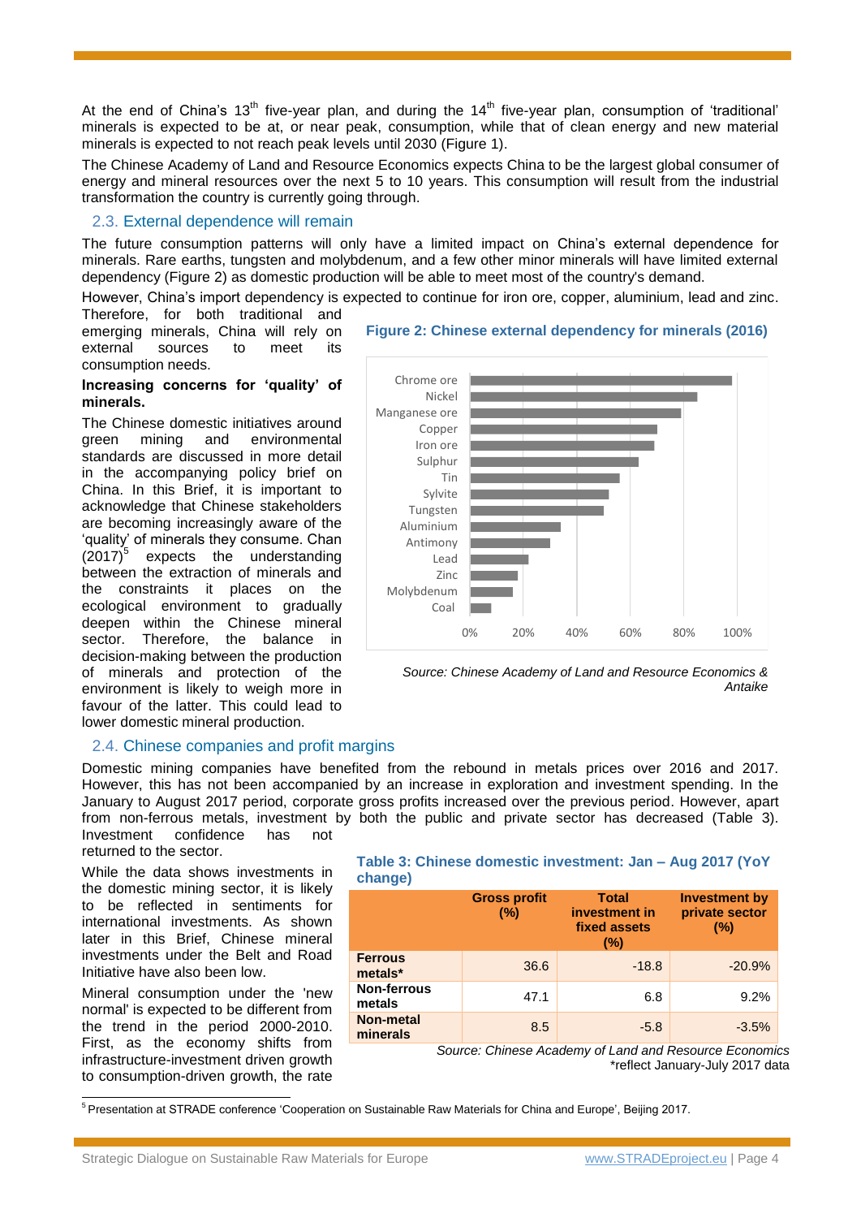At the end of China's 13th five-year plan, and during the 14th five-year plan, consumption of 'traditional' minerals is expected to be at, or near peak, consumption, while that of clean energy and new material minerals is expected to not reach peak levels until 2030 (Figure 1).

The Chinese Academy of Land and Resource Economics expects China to be the largest global consumer of energy and mineral resources over the next 5 to 10 years. This consumption will result from the industrial transformation the country is currently going through.

## 2.3. External dependence will remain

The future consumption patterns will only have a limited impact on China's external dependence for minerals. Rare earths, tungsten and molybdenum, and a few other minor minerals will have limited external dependency (Figure 2) as domestic production will be able to meet most of the country's demand.

However, China's import dependency is expected to continue for iron ore, copper, aluminium, lead and zinc. Therefore, for both traditional and emerging minerals, China will rely on external sources to meet its consumption needs.

**Figure 2: Chinese external dependency for minerals (2016)**

Chrome ore, Nickel, Manganese ore, Copper, Iron ore, Sulphur, Tin, Sylvite, Tungsten, Aluminium, Antimony, Lead, Zinc, Molybdenum, Coal

0% 20% 40% 60% 80% 100%

*Source: Chinese Academy of Land and Resource Economics & Antaike*

**Increasing concerns for 'quality' of minerals.**

The Chinese domestic initiatives around green mining and environmental standards are discussed in more detail in the accompanying policy brief on China. In this Brief, it is important to acknowledge that Chinese stakeholders are becoming increasingly aware of the 'quality' of minerals they consume. Chan (2017)[5] expects the understanding between the extraction of minerals and the constraints it places on the ecological environment to gradually deepen within the Chinese mineral sector. Therefore, the balance in decision-making between the production of minerals and protection of the environment is likely to weigh more in favour of the latter. This could lead to lower domestic mineral production.

## 2.4. Chinese companies and profit margins

Domestic mining companies have benefited from the rebound in metals prices over 2016 and 2017. However, this has not been accompanied by an increase in exploration and investment spending. In the January to August 2017 period, corporate gross profits increased over the previous period. However, apart from non-ferrous metals, investment by both the public and private sector has decreased (Table 3). Investment confidence has not returned to the sector.

While the data shows investments in the domestic mining sector, it is likely to be reflected in sentiments for international investments. As shown later in this Brief, Chinese mineral investments under the Belt and Road Initiative have also been low.

Mineral consumption under the 'new normal' is expected to be different from the trend in the period 2000-2010. First, as the economy shifts from infrastructure-investment driven growth to consumption-driven growth, the rate

**Table 3: Chinese domestic investment: Jan – Aug 2017 (YoY change)**

| | Gross profit (%) | Total investment in fixed assets (%) | Investment by private sector (%) |
|---|---|---|---|
| **Ferrous metals*** | 36.6 | -18.8 | -20.9% |
| **Non-ferrous metals** | 47.1 | 6.8 | 9.2% |
| **Non-metal minerals** | 8.5 | -5.8 | -3.5% |

*Source: Chinese Academy of Land and Resource Economics*
*reflect January-July 2017 data

[5] Presentation at STRADE conference 'Cooperation on Sustainable Raw Materials for China and Europe', Beijing 2017.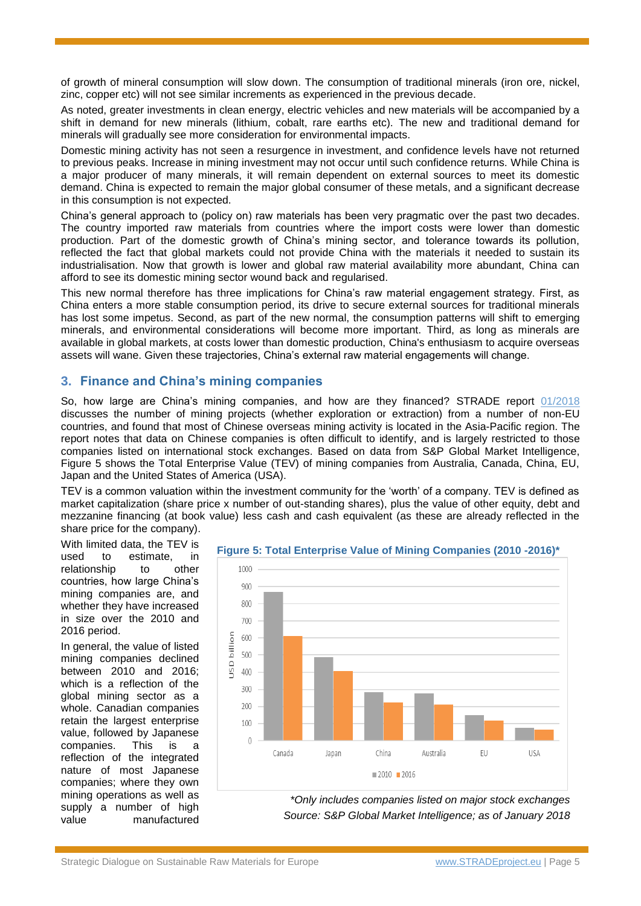of growth of mineral consumption will slow down. The consumption of traditional minerals (iron ore, nickel, zinc, copper etc) will not see similar increments as experienced in the previous decade.

As noted, greater investments in clean energy, electric vehicles and new materials will be accompanied by a shift in demand for new minerals (lithium, cobalt, rare earths etc). The new and traditional demand for minerals will gradually see more consideration for environmental impacts.

Domestic mining activity has not seen a resurgence in investment, and confidence levels have not returned to previous peaks. Increase in mining investment may not occur until such confidence returns. While China is a major producer of many minerals, it will remain dependent on external sources to meet its domestic demand. China is expected to remain the major global consumer of these metals, and a significant decrease in this consumption is not expected.

China's general approach to (policy on) raw materials has been very pragmatic over the past two decades. The country imported raw materials from countries where the import costs were lower than domestic production. Part of the domestic growth of China's mining sector, and tolerance towards its pollution, reflected the fact that global markets could not provide China with the materials it needed to sustain its industrialisation. Now that growth is lower and global raw material availability more abundant, China can afford to see its domestic mining sector wound back and regularised.

This new normal therefore has three implications for China's raw material engagement strategy. First, as China enters a more stable consumption period, its drive to secure external sources for traditional minerals has lost some impetus. Second, as part of the new normal, the consumption patterns will shift to emerging minerals, and environmental considerations will become more important. Third, as long as minerals are available in global markets, at costs lower than domestic production, China's enthusiasm to acquire overseas assets will wane. Given these trajectories, China's external raw material engagements will change.

## 3. Finance and China's mining companies

So, how large are China's mining companies, and how are they financed? STRADE report 01/2018 discusses the number of mining projects (whether exploration or extraction) from a number of non-EU countries, and found that most of Chinese overseas mining activity is located in the Asia-Pacific region. The report notes that data on Chinese companies is often difficult to identify, and is largely restricted to those companies listed on international stock exchanges. Based on data from S&P Global Market Intelligence, Figure 5 shows the Total Enterprise Value (TEV) of mining companies from Australia, Canada, China, EU, Japan and the United States of America (USA).

TEV is a common valuation within the investment community for the 'worth' of a company. TEV is defined as market capitalization (share price x number of out-standing shares), plus the value of other equity, debt and mezzanine financing (at book value) less cash and cash equivalent (as these are already reflected in the share price for the company).

With limited data, the TEV is used to estimate, in relationship to other countries, how large China's mining companies are, and whether they have increased in size over the 2010 and 2016 period.

In general, the value of listed mining companies declined between 2010 and 2016; which is a reflection of the global mining sector as a whole. Canadian companies retain the largest enterprise value, followed by Japanese companies. This is a reflection of the integrated nature of most Japanese companies; where they own mining operations as well as supply a number of high value manufactured

**Figure 5: Total Enterprise Value of Mining Companies (2010 -2016)***

*Only includes companies listed on major stock exchanges
Source: S&P Global Market Intelligence; as of January 2018*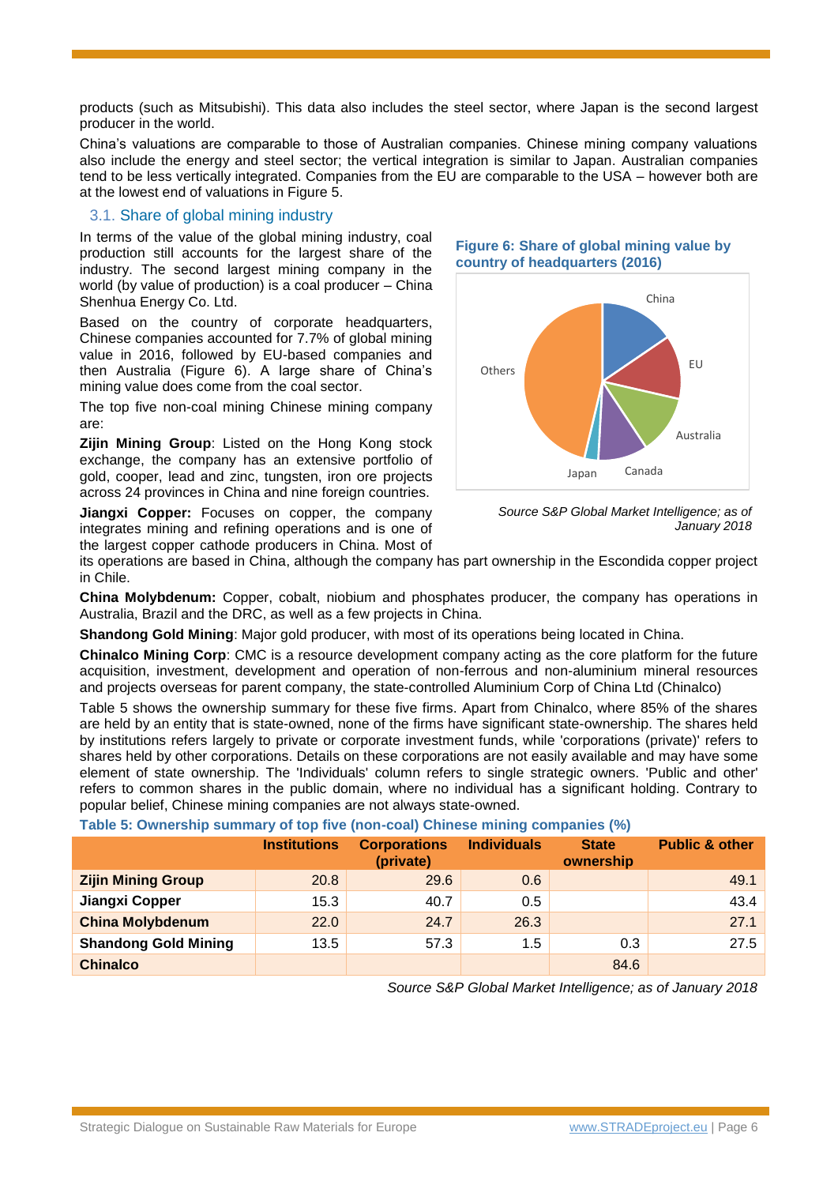products (such as Mitsubishi). This data also includes the steel sector, where Japan is the second largest producer in the world.

China's valuations are comparable to those of Australian companies. Chinese mining company valuations also include the energy and steel sector; the vertical integration is similar to Japan. Australian companies tend to be less vertically integrated. Companies from the EU are comparable to the USA – however both are at the lowest end of valuations in Figure 5.

### 3.1. Share of global mining industry

In terms of the value of the global mining industry, coal production still accounts for the largest share of the industry. The second largest mining company in the world (by value of production) is a coal producer – China Shenhua Energy Co. Ltd.

Based on the country of corporate headquarters, Chinese companies accounted for 7.7% of global mining value in 2016, followed by EU-based companies and then Australia (Figure 6). A large share of China's mining value does come from the coal sector.

**Figure 6: Share of global mining value by country of headquarters (2016)**

China

EU

Australia

Canada

Japan

Others

*Source S&P Global Market Intelligence; as of January 2018*

The top five non-coal mining Chinese mining company are:

**Zijin Mining Group**: Listed on the Hong Kong stock exchange, the company has an extensive portfolio of gold, cooper, lead and zinc, tungsten, iron ore projects across 24 provinces in China and nine foreign countries.

**Jiangxi Copper:** Focuses on copper, the company integrates mining and refining operations and is one of the largest copper cathode producers in China. Most of its operations are based in China, although the company has part ownership in the Escondida copper project in Chile.

**China Molybdenum:** Copper, cobalt, niobium and phosphates producer, the company has operations in Australia, Brazil and the DRC, as well as a few projects in China.

**Shandong Gold Mining**: Major gold producer, with most of its operations being located in China.

**Chinalco Mining Corp**: CMC is a resource development company acting as the core platform for the future acquisition, investment, development and operation of non-ferrous and non-aluminium mineral resources and projects overseas for parent company, the state-controlled Aluminium Corp of China Ltd (Chinalco)

Table 5 shows the ownership summary for these five firms. Apart from Chinalco, where 85% of the shares are held by an entity that is state-owned, none of the firms have significant state-ownership. The shares held by institutions refers largely to private or corporate investment funds, while 'corporations (private)' refers to shares held by other corporations. Details on these corporations are not easily available and may have some element of state ownership. The 'Individuals' column refers to single strategic owners. 'Public and other' refers to common shares in the public domain, where no individual has a significant holding. Contrary to popular belief, Chinese mining companies are not always state-owned.

**Table 5: Ownership summary of top five (non-coal) Chinese mining companies (%)**

| | Institutions | Corporations (private) | Individuals | State ownership | Public & other |
|---|---|---|---|---|---|
| **Zijin Mining Group** | 20.8 | 29.6 | 0.6 | | 49.1 |
| **Jiangxi Copper** | 15.3 | 40.7 | 0.5 | | 43.4 |
| **China Molybdenum** | 22.0 | 24.7 | 26.3 | | 27.1 |
| **Shandong Gold Mining** | 13.5 | 57.3 | 1.5 | 0.3 | 27.5 |
| **Chinalco** | | | | 84.6 | |

*Source S&P Global Market Intelligence; as of January 2018*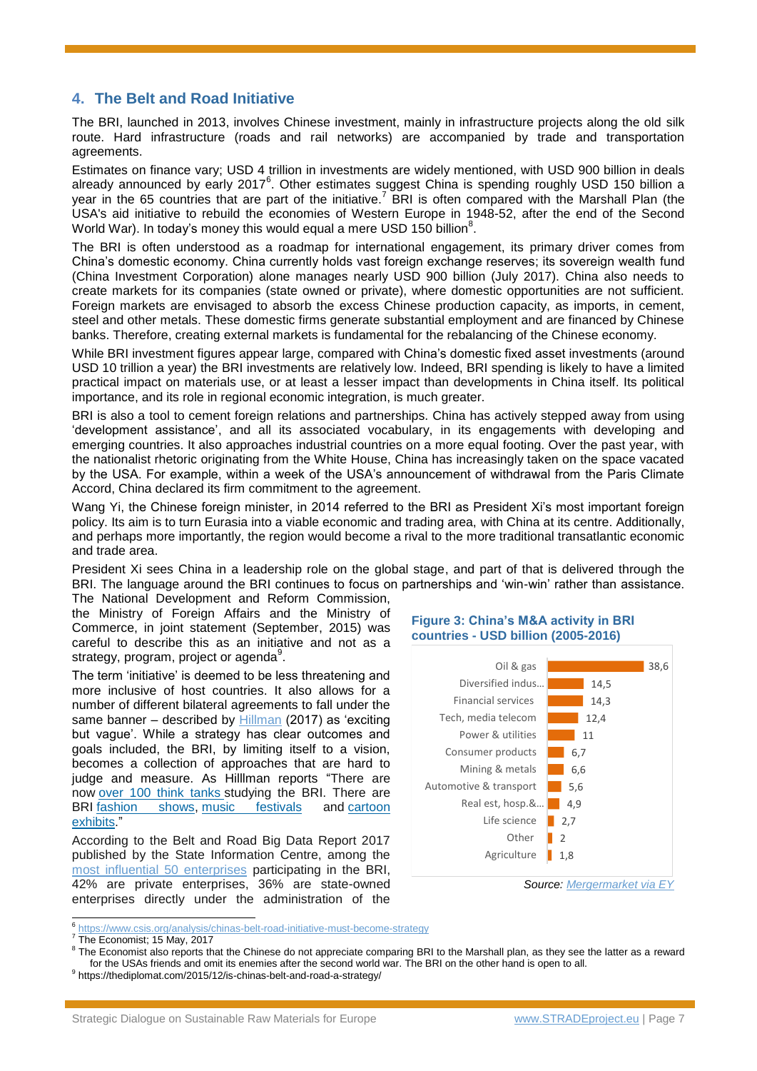## 4. The Belt and Road Initiative

The BRI, launched in 2013, involves Chinese investment, mainly in infrastructure projects along the old silk route. Hard infrastructure (roads and rail networks) are accompanied by trade and transportation agreements.

Estimates on finance vary; USD 4 trillion in investments are widely mentioned, with USD 900 billion in deals already announced by early 2017[6]. Other estimates suggest China is spending roughly USD 150 billion a year in the 65 countries that are part of the initiative.[7] BRI is often compared with the Marshall Plan (the USA's aid initiative to rebuild the economies of Western Europe in 1948-52, after the end of the Second World War). In today's money this would equal a mere USD 150 billion[8].

The BRI is often understood as a roadmap for international engagement, its primary driver comes from China's domestic economy. China currently holds vast foreign exchange reserves; its sovereign wealth fund (China Investment Corporation) alone manages nearly USD 900 billion (July 2017). China also needs to create markets for its companies (state owned or private), where domestic opportunities are not sufficient. Foreign markets are envisaged to absorb the excess Chinese production capacity, as imports, in cement, steel and other metals. These domestic firms generate substantial employment and are financed by Chinese banks. Therefore, creating external markets is fundamental for the rebalancing of the Chinese economy.

While BRI investment figures appear large, compared with China's domestic fixed asset investments (around USD 10 trillion a year) the BRI investments are relatively low. Indeed, BRI spending is likely to have a limited practical impact on materials use, or at least a lesser impact than developments in China itself. Its political importance, and its role in regional economic integration, is much greater.

BRI is also a tool to cement foreign relations and partnerships. China has actively stepped away from using 'development assistance', and all its associated vocabulary, in its engagements with developing and emerging countries. It also approaches industrial countries on a more equal footing. Over the past year, with the nationalist rhetoric originating from the White House, China has increasingly taken on the space vacated by the USA. For example, within a week of the USA's announcement of withdrawal from the Paris Climate Accord, China declared its firm commitment to the agreement.

Wang Yi, the Chinese foreign minister, in 2014 referred to the BRI as President Xi's most important foreign policy. Its aim is to turn Eurasia into a viable economic and trading area, with China at its centre. Additionally, and perhaps more importantly, the region would become a rival to the more traditional transatlantic economic and trade area.

President Xi sees China in a leadership role on the global stage, and part of that is delivered through the BRI. The language around the BRI continues to focus on partnerships and 'win-win' rather than assistance. The National Development and Reform Commission, the Ministry of Foreign Affairs and the Ministry of Commerce, in joint statement (September, 2015) was careful to describe this as an initiative and not as a strategy, program, project or agenda[9].

The term 'initiative' is deemed to be less threatening and more inclusive of host countries. It also allows for a number of different bilateral agreements to fall under the same banner – described by Hillman (2017) as 'exciting but vague'. While a strategy has clear outcomes and goals included, the BRI, by limiting itself to a vision, becomes a collection of approaches that are hard to judge and measure. As Hilllman reports "There are now over 100 think tanks studying the BRI. There are BRI fashion shows, music festivals and cartoon exhibits."

According to the Belt and Road Big Data Report 2017 published by the State Information Centre, among the most influential 50 enterprises participating in the BRI, 42% are private enterprises, 36% are state-owned enterprises directly under the administration of the

**Figure 3: China's M&A activity in BRI countries - USD billion (2005-2016)**

| Sector | USD billion |
|---|---|
| Oil & gas | 38,6 |
| Diversified indus... | 14,5 |
| Financial services | 14,3 |
| Tech, media telecom | 12,4 |
| Power & utilities | 11 |
| Consumer products | 6,7 |
| Mining & metals | 6,6 |
| Automotive & transport | 5,6 |
| Real est, hosp.&... | 4,9 |
| Life science | 2,7 |
| Other | 2 |
| Agriculture | 1,8 |

*Source: Mergermarket via EY*

---

[6] https://www.csis.org/analysis/chinas-belt-road-initiative-must-become-strategy

[7] The Economist; 15 May, 2017

[8] The Economist also reports that the Chinese do not appreciate comparing BRI to the Marshall plan, as they see the latter as a reward for the USAs friends and omit its enemies after the second world war. The BRI on the other hand is open to all.

[9] https://thediplomat.com/2015/12/is-chinas-belt-and-road-a-strategy/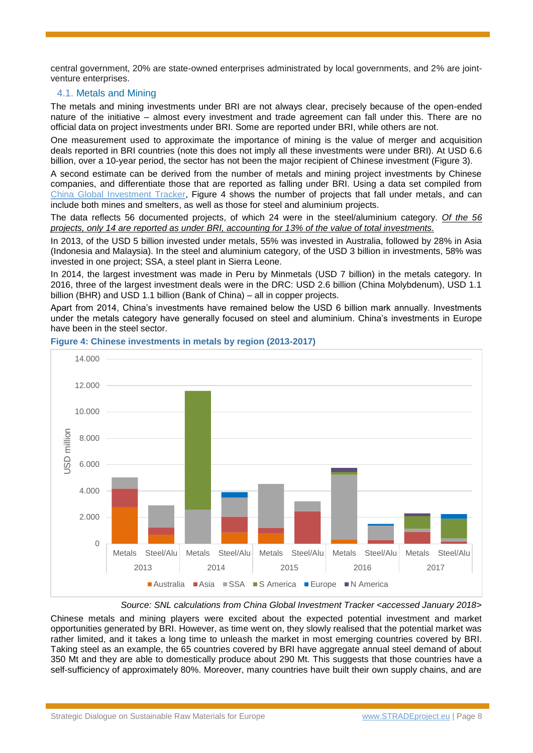central government, 20% are state-owned enterprises administrated by local governments, and 2% are joint-venture enterprises.

## 4.1. Metals and Mining

The metals and mining investments under BRI are not always clear, precisely because of the open-ended nature of the initiative – almost every investment and trade agreement can fall under this. There are no official data on project investments under BRI. Some are reported under BRI, while others are not.

One measurement used to approximate the importance of mining is the value of merger and acquisition deals reported in BRI countries (note this does not imply all these investments were under BRI). At USD 6.6 billion, over a 10-year period, the sector has not been the major recipient of Chinese investment (Figure 3).

A second estimate can be derived from the number of metals and mining project investments by Chinese companies, and differentiate those that are reported as falling under BRI. Using a data set compiled from China Global Investment Tracker, Figure 4 shows the number of projects that fall under metals, and can include both mines and smelters, as well as those for steel and aluminium projects.

The data reflects 56 documented projects, of which 24 were in the steel/aluminium category. *Of the 56 projects, only 14 are reported as under BRI, accounting for 13% of the value of total investments.*

In 2013, of the USD 5 billion invested under metals, 55% was invested in Australia, followed by 28% in Asia (Indonesia and Malaysia). In the steel and aluminium category, of the USD 3 billion in investments, 58% was invested in one project; SSA, a steel plant in Sierra Leone.

In 2014, the largest investment was made in Peru by Minmetals (USD 7 billion) in the metals category. In 2016, three of the largest investment deals were in the DRC: USD 2.6 billion (China Molybdenum), USD 1.1 billion (BHR) and USD 1.1 billion (Bank of China) – all in copper projects.

Apart from 2014, China's investments have remained below the USD 6 billion mark annually. Investments under the metals category have generally focused on steel and aluminium. China's investments in Europe have been in the steel sector.

**Figure 4: Chinese investments in metals by region (2013-2017)**

*Source: SNL calculations from China Global Investment Tracker <accessed January 2018>*

Chinese metals and mining players were excited about the expected potential investment and market opportunities generated by BRI. However, as time went on, they slowly realised that the potential market was rather limited, and it takes a long time to unleash the market in most emerging countries covered by BRI. Taking steel as an example, the 65 countries covered by BRI have aggregate annual steel demand of about 350 Mt and they are able to domestically produce about 290 Mt. This suggests that those countries have a self-sufficiency of approximately 80%. Moreover, many countries have built their own supply chains, and are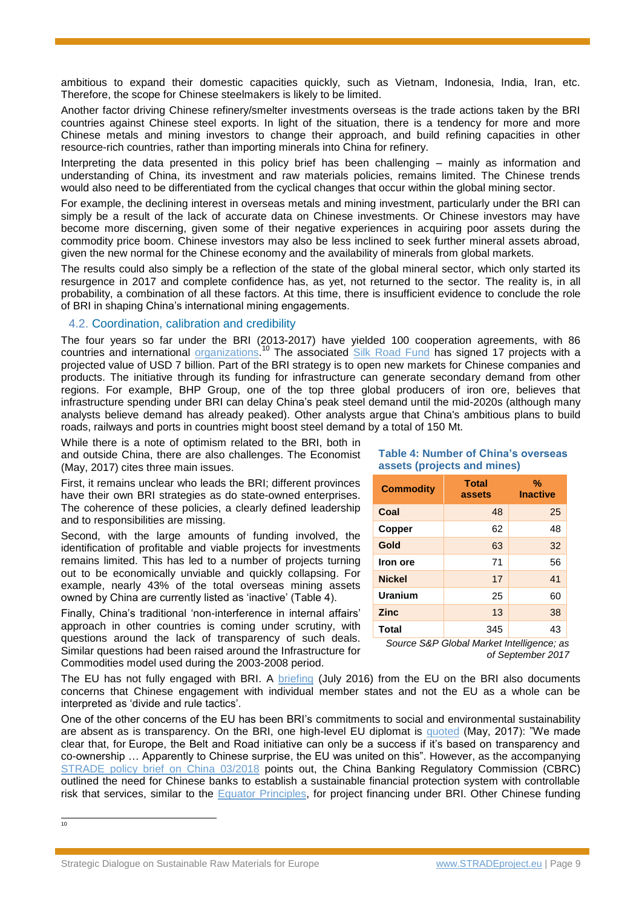ambitious to expand their domestic capacities quickly, such as Vietnam, Indonesia, India, Iran, etc. Therefore, the scope for Chinese steelmakers is likely to be limited.

Another factor driving Chinese refinery/smelter investments overseas is the trade actions taken by the BRI countries against Chinese steel exports. In light of the situation, there is a tendency for more and more Chinese metals and mining investors to change their approach, and build refining capacities in other resource-rich countries, rather than importing minerals into China for refinery.

Interpreting the data presented in this policy brief has been challenging – mainly as information and understanding of China, its investment and raw materials policies, remains limited. The Chinese trends would also need to be differentiated from the cyclical changes that occur within the global mining sector.

For example, the declining interest in overseas metals and mining investment, particularly under the BRI can simply be a result of the lack of accurate data on Chinese investments. Or Chinese investors may have become more discerning, given some of their negative experiences in acquiring poor assets during the commodity price boom. Chinese investors may also be less inclined to seek further mineral assets abroad, given the new normal for the Chinese economy and the availability of minerals from global markets.

The results could also simply be a reflection of the state of the global mineral sector, which only started its resurgence in 2017 and complete confidence has, as yet, not returned to the sector. The reality is, in all probability, a combination of all these factors. At this time, there is insufficient evidence to conclude the role of BRI in shaping China's international mining engagements.

## 4.2. Coordination, calibration and credibility

The four years so far under the BRI (2013-2017) have yielded 100 cooperation agreements, with 86 countries and international organizations.[10] The associated Silk Road Fund has signed 17 projects with a projected value of USD 7 billion. Part of the BRI strategy is to open new markets for Chinese companies and products. The initiative through its funding for infrastructure can generate secondary demand from other regions. For example, BHP Group, one of the top three global producers of iron ore, believes that infrastructure spending under BRI can delay China's peak steel demand until the mid-2020s (although many analysts believe demand has already peaked). Other analysts argue that China's ambitious plans to build roads, railways and ports in countries might boost steel demand by a total of 150 Mt.

While there is a note of optimism related to the BRI, both in and outside China, there are also challenges. The Economist (May, 2017) cites three main issues.

First, it remains unclear who leads the BRI; different provinces have their own BRI strategies as do state-owned enterprises. The coherence of these policies, a clearly defined leadership and to responsibilities are missing.

Second, with the large amounts of funding involved, the identification of profitable and viable projects for investments remains limited. This has led to a number of projects turning out to be economically unviable and quickly collapsing. For example, nearly 43% of the total overseas mining assets owned by China are currently listed as 'inactive' (Table 4).

Finally, China's traditional 'non-interference in internal affairs' approach in other countries is coming under scrutiny, with questions around the lack of transparency of such deals. Similar questions had been raised around the Infrastructure for Commodities model used during the 2003-2008 period.

**Table 4: Number of China's overseas assets (projects and mines)**

| Commodity | Total assets | % Inactive |
|---|---|---|
| **Coal** | 48 | 25 |
| **Copper** | 62 | 48 |
| **Gold** | 63 | 32 |
| **Iron ore** | 71 | 56 |
| **Nickel** | 17 | 41 |
| **Uranium** | 25 | 60 |
| **Zinc** | 13 | 38 |
| **Total** | 345 | 43 |

*Source S&P Global Market Intelligence; as of September 2017*

The EU has not fully engaged with BRI. A briefing (July 2016) from the EU on the BRI also documents concerns that Chinese engagement with individual member states and not the EU as a whole can be interpreted as 'divide and rule tactics'.

One of the other concerns of the EU has been BRI's commitments to social and environmental sustainability are absent as is transparency. On the BRI, one high-level EU diplomat is quoted (May, 2017): "We made clear that, for Europe, the Belt and Road initiative can only be a success if it's based on transparency and co-ownership … Apparently to Chinese surprise, the EU was united on this". However, as the accompanying STRADE policy brief on China 03/2018 points out, the China Banking Regulatory Commission (CBRC) outlined the need for Chinese banks to establish a sustainable financial protection system with controllable risk that services, similar to the Equator Principles, for project financing under BRI. Other Chinese funding

[10]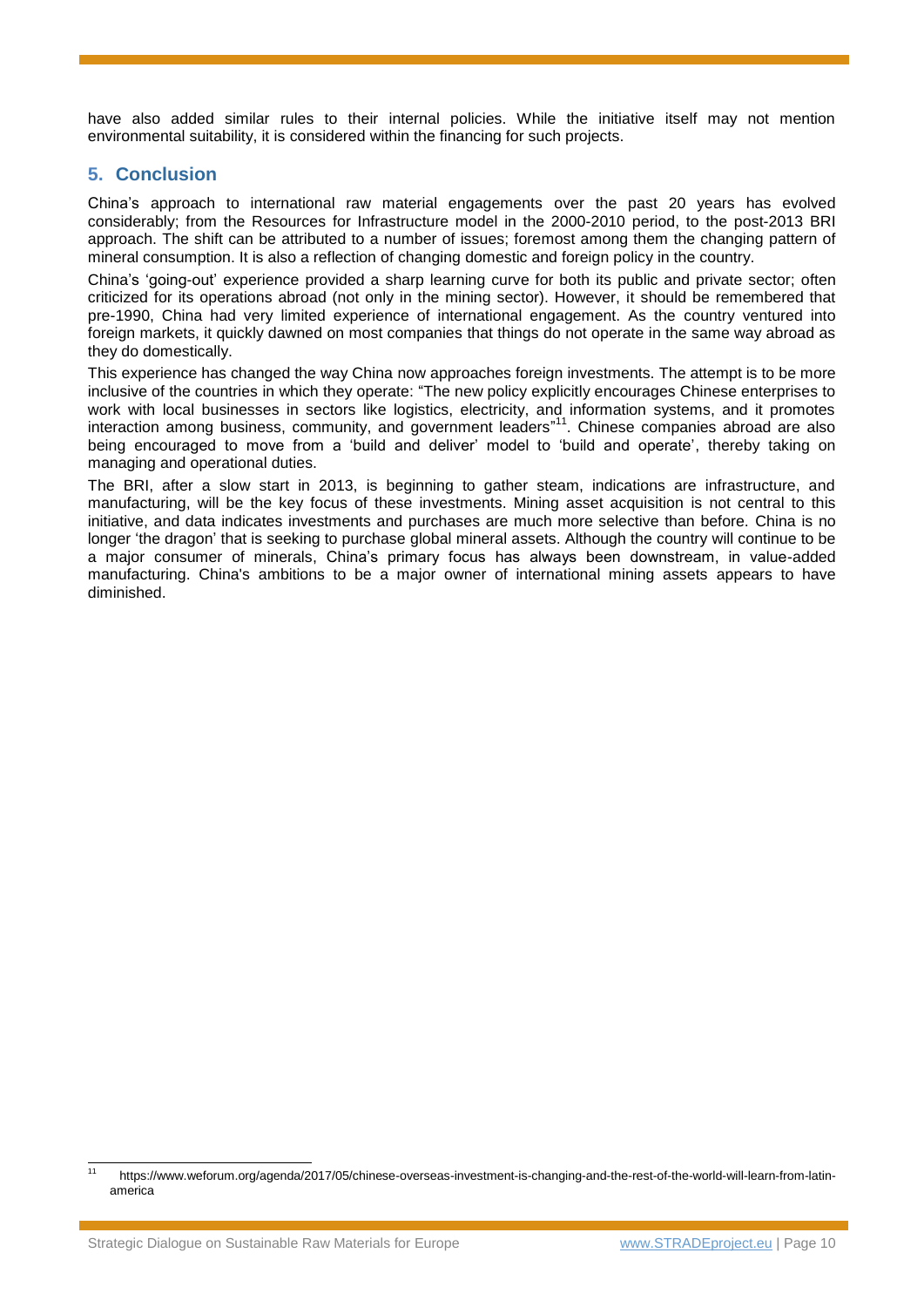have also added similar rules to their internal policies. While the initiative itself may not mention environmental suitability, it is considered within the financing for such projects.

## 5. Conclusion

China's approach to international raw material engagements over the past 20 years has evolved considerably; from the Resources for Infrastructure model in the 2000-2010 period, to the post-2013 BRI approach. The shift can be attributed to a number of issues; foremost among them the changing pattern of mineral consumption. It is also a reflection of changing domestic and foreign policy in the country.

China's 'going-out' experience provided a sharp learning curve for both its public and private sector; often criticized for its operations abroad (not only in the mining sector). However, it should be remembered that pre-1990, China had very limited experience of international engagement. As the country ventured into foreign markets, it quickly dawned on most companies that things do not operate in the same way abroad as they do domestically.

This experience has changed the way China now approaches foreign investments. The attempt is to be more inclusive of the countries in which they operate: "The new policy explicitly encourages Chinese enterprises to work with local businesses in sectors like logistics, electricity, and information systems, and it promotes interaction among business, community, and government leaders"[11]. Chinese companies abroad are also being encouraged to move from a 'build and deliver' model to 'build and operate', thereby taking on managing and operational duties.

The BRI, after a slow start in 2013, is beginning to gather steam, indications are infrastructure, and manufacturing, will be the key focus of these investments. Mining asset acquisition is not central to this initiative, and data indicates investments and purchases are much more selective than before. China is no longer 'the dragon' that is seeking to purchase global mineral assets. Although the country will continue to be a major consumer of minerals, China's primary focus has always been downstream, in value-added manufacturing. China's ambitions to be a major owner of international mining assets appears to have diminished.

---

[11] https://www.weforum.org/agenda/2017/05/chinese-overseas-investment-is-changing-and-the-rest-of-the-world-will-learn-from-latin-america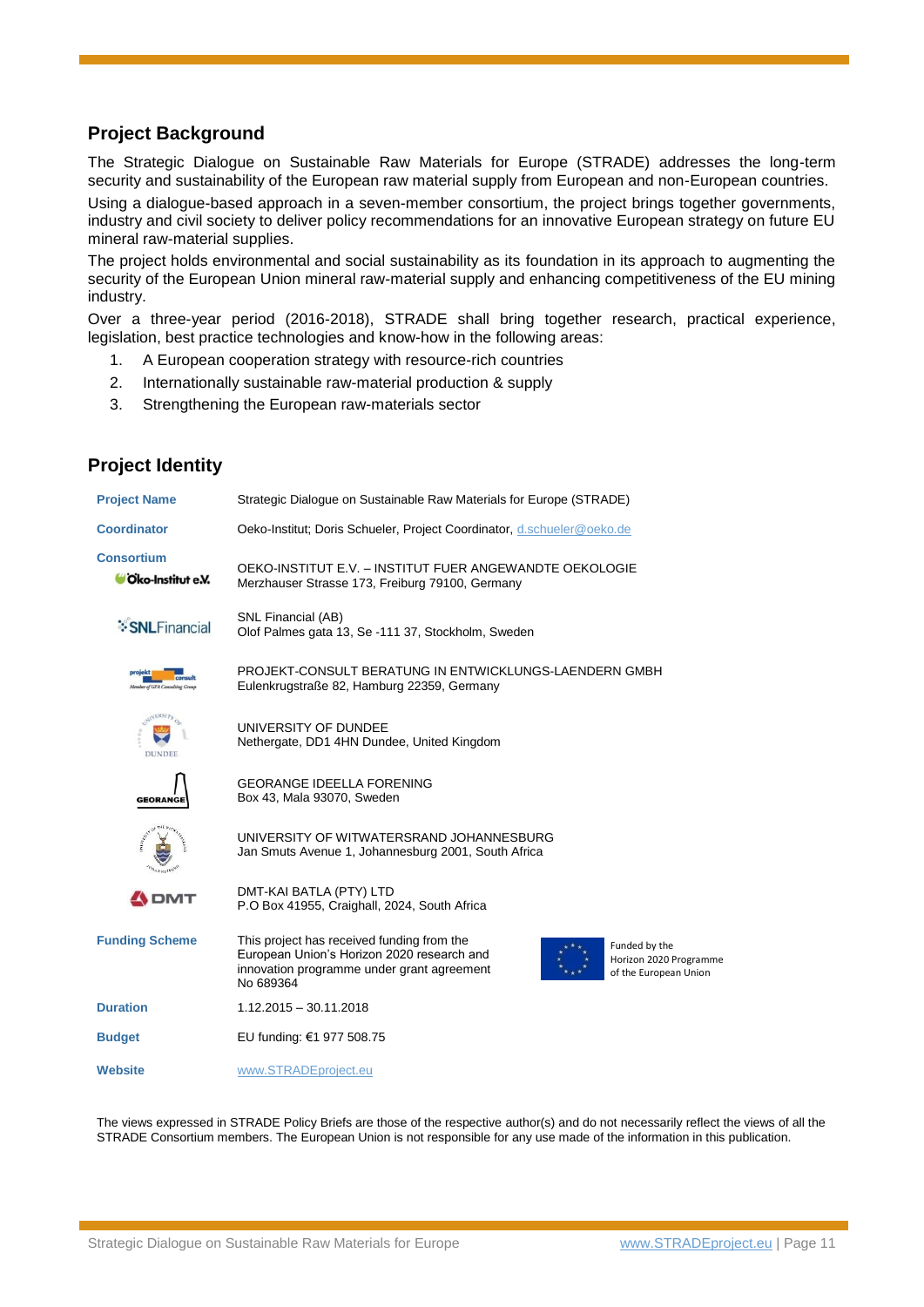## Project Background

The Strategic Dialogue on Sustainable Raw Materials for Europe (STRADE) addresses the long-term security and sustainability of the European raw material supply from European and non-European countries.

Using a dialogue-based approach in a seven-member consortium, the project brings together governments, industry and civil society to deliver policy recommendations for an innovative European strategy on future EU mineral raw-material supplies.

The project holds environmental and social sustainability as its foundation in its approach to augmenting the security of the European Union mineral raw-material supply and enhancing competitiveness of the EU mining industry.

Over a three-year period (2016-2018), STRADE shall bring together research, practical experience, legislation, best practice technologies and know-how in the following areas:

1. A European cooperation strategy with resource-rich countries
2. Internationally sustainable raw-material production & supply
3. Strengthening the European raw-materials sector

## Project Identity

| | |
|---|---|
| **Project Name** | Strategic Dialogue on Sustainable Raw Materials for Europe (STRADE) |
| **Coordinator** | Oeko-Institut; Doris Schueler, Project Coordinator, d.schueler@oeko.de |
| **Consortium** Öko-Institut e.V. | OEKO-INSTITUT E.V. – INSTITUT FUER ANGEWANDTE OEKOLOGIE<br>Merzhauser Strasse 173, Freiburg 79100, Germany |
| SNLFinancial | SNL Financial (AB)<br>Olof Palmes gata 13, Se -111 37, Stockholm, Sweden |
| projekt consult | PROJEKT-CONSULT BERATUNG IN ENTWICKLUNGS-LAENDERN GMBH<br>Eulenkrugstraße 82, Hamburg 22359, Germany |
| University of Dundee | UNIVERSITY OF DUNDEE<br>Nethergate, DD1 4HN Dundee, United Kingdom |
| GEORANGE | GEORANGE IDEELLA FORENING<br>Box 43, Mala 93070, Sweden |
| University of the Witwatersrand | UNIVERSITY OF WITWATERSRAND JOHANNESBURG<br>Jan Smuts Avenue 1, Johannesburg 2001, South Africa |
| DMT | DMT-KAI BATLA (PTY) LTD<br>P.O Box 41955, Craighall, 2024, South Africa |
| **Funding Scheme** | This project has received funding from the European Union's Horizon 2020 research and innovation programme under grant agreement No 689364<br>Funded by the Horizon 2020 Programme of the European Union |
| **Duration** | 1.12.2015 – 30.11.2018 |
| **Budget** | EU funding: €1 977 508.75 |
| **Website** | www.STRADEproject.eu |

The views expressed in STRADE Policy Briefs are those of the respective author(s) and do not necessarily reflect the views of all the STRADE Consortium members. The European Union is not responsible for any use made of the information in this publication.